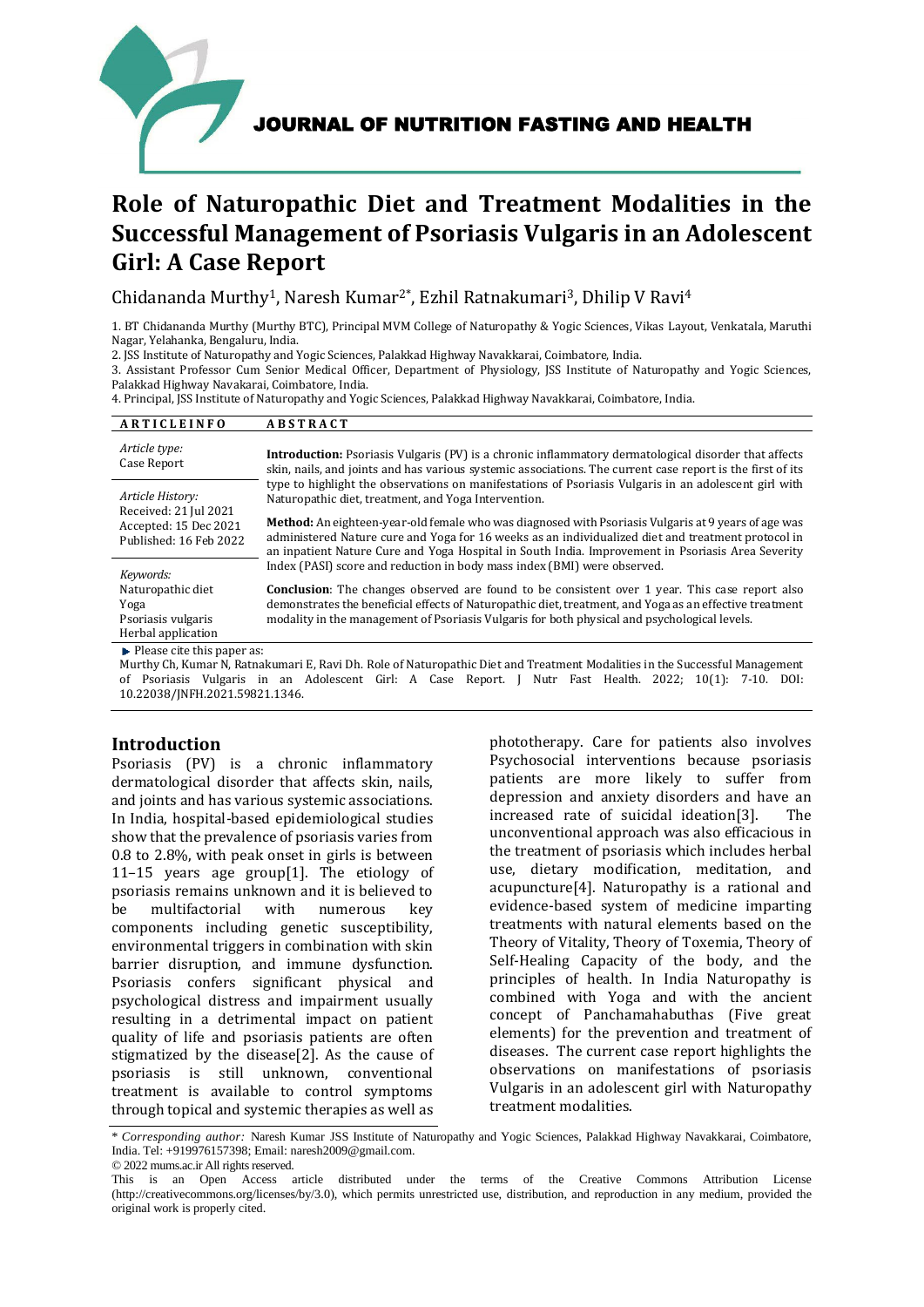JOURNAL OF NUTRITION FASTING AND HEALTH

# Role of Naturopathic Diet and Treatment Modalities in the Successful Management of Psoriasis Vulgaris in an Adolescent Girl: A Case Report

Chidananda Murthy[1], Naresh Kumar[2*], Ezhil Ratnakumari[3], Dhilip V Ravi[4]

1. BT Chidananda Murthy (Murthy BTC), Principal MVM College of Naturopathy & Yogic Sciences, Vikas Layout, Venkatala, Maruthi Nagar, Yelahanka, Bengaluru, India.
2. JSS Institute of Naturopathy and Yogic Sciences, Palakkad Highway Navakkarai, Coimbatore, India.
3. Assistant Professor Cum Senior Medical Officer, Department of Physiology, JSS Institute of Naturopathy and Yogic Sciences, Palakkad Highway Navakarai, Coimbatore, India.
4. Principal, JSS Institute of Naturopathy and Yogic Sciences, Palakkad Highway Navakkarai, Coimbatore, India.

**ARTICLE INFO**

*Article type:*
Case Report

*Article History:*
Received: 21 Jul 2021
Accepted: 15 Dec 2021
Published: 16 Feb 2022

*Keywords:*
Naturopathic diet
Yoga
Psoriasis vulgaris
Herbal application

**ABSTRACT**

**Introduction:** Psoriasis Vulgaris (PV) is a chronic inflammatory dermatological disorder that affects skin, nails, and joints and has various systemic associations. The current case report is the first of its type to highlight the observations on manifestations of Psoriasis Vulgaris in an adolescent girl with Naturopathic diet, treatment, and Yoga Intervention.

**Method:** An eighteen-year-old female who was diagnosed with Psoriasis Vulgaris at 9 years of age was administered Nature cure and Yoga for 16 weeks as an individualized diet and treatment protocol in an inpatient Nature Cure and Yoga Hospital in South India. Improvement in Psoriasis Area Severity Index (PASI) score and reduction in body mass index (BMI) were observed.

**Conclusion**: The changes observed are found to be consistent over 1 year. This case report also demonstrates the beneficial effects of Naturopathic diet, treatment, and Yoga as an effective treatment modality in the management of Psoriasis Vulgaris for both physical and psychological levels.

Please cite this paper as:
Murthy Ch, Kumar N, Ratnakumari E, Ravi Dh. Role of Naturopathic Diet and Treatment Modalities in the Successful Management of Psoriasis Vulgaris in an Adolescent Girl: A Case Report. J Nutr Fast Health. 2022; 10(1): 7-10. DOI: 10.22038/JNFH.2021.59821.1346.

## Introduction

Psoriasis (PV) is a chronic inflammatory dermatological disorder that affects skin, nails, and joints and has various systemic associations. In India, hospital-based epidemiological studies show that the prevalence of psoriasis varies from 0.8 to 2.8%, with peak onset in girls is between 11–15 years age group[1]. The etiology of psoriasis remains unknown and it is believed to be multifactorial with numerous key components including genetic susceptibility, environmental triggers in combination with skin barrier disruption, and immune dysfunction. Psoriasis confers significant physical and psychological distress and impairment usually resulting in a detrimental impact on patient quality of life and psoriasis patients are often stigmatized by the disease[2]. As the cause of psoriasis is still unknown, conventional treatment is available to control symptoms through topical and systemic therapies as well as phototherapy. Care for patients also involves Psychosocial interventions because psoriasis patients are more likely to suffer from depression and anxiety disorders and have an increased rate of suicidal ideation[3]. The unconventional approach was also efficacious in the treatment of psoriasis which includes herbal use, dietary modification, meditation, and acupuncture[4]. Naturopathy is a rational and evidence-based system of medicine imparting treatments with natural elements based on the Theory of Vitality, Theory of Toxemia, Theory of Self-Healing Capacity of the body, and the principles of health. In India Naturopathy is combined with Yoga and with the ancient concept of Panchamahabuthas (Five great elements) for the prevention and treatment of diseases. The current case report highlights the observations on manifestations of psoriasis Vulgaris in an adolescent girl with Naturopathy treatment modalities.

\* *Corresponding author:* Naresh Kumar JSS Institute of Naturopathy and Yogic Sciences, Palakkad Highway Navakkarai, Coimbatore, India. Tel: +919976157398; Email: naresh2009@gmail.com.
© 2022 mums.ac.ir All rights reserved.
This is an Open Access article distributed under the terms of the Creative Commons Attribution License (http://creativecommons.org/licenses/by/3.0), which permits unrestricted use, distribution, and reproduction in any medium, provided the original work is properly cited.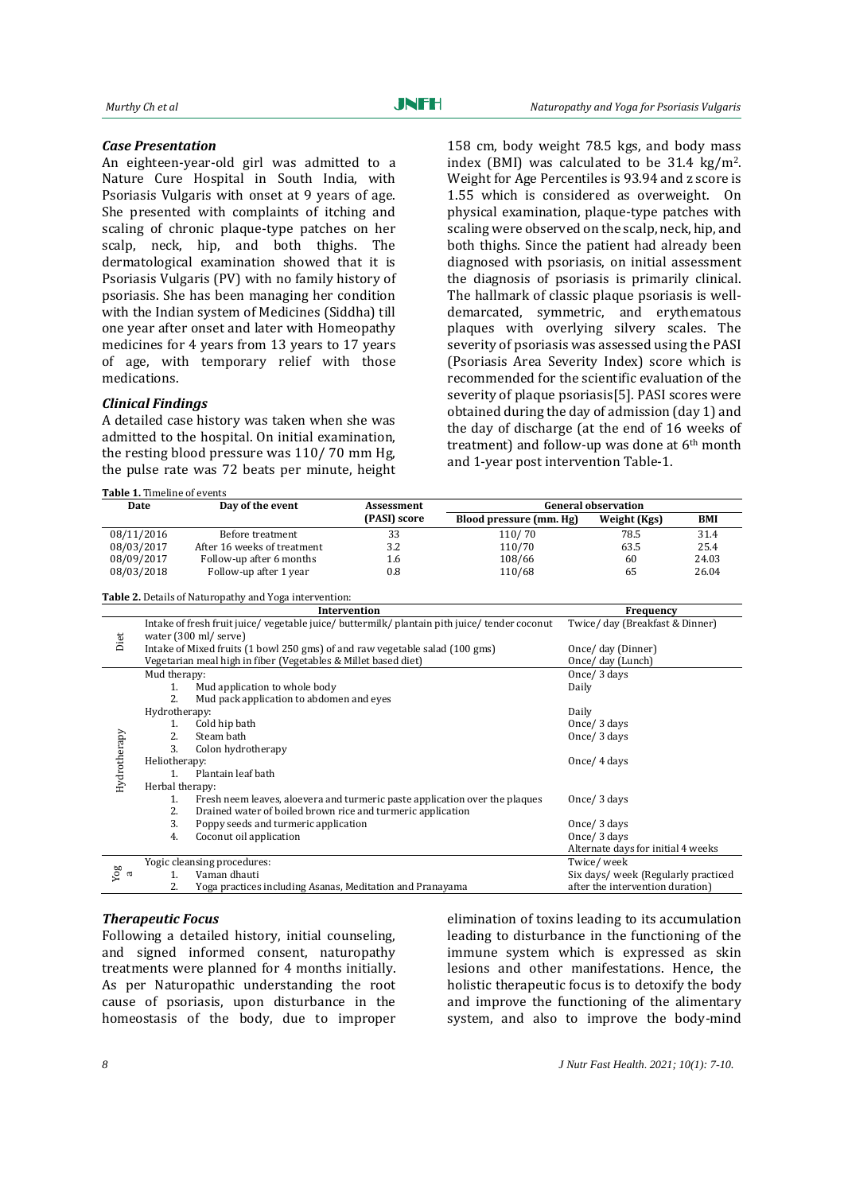### *Case Presentation*

An eighteen-year-old girl was admitted to a Nature Cure Hospital in South India, with Psoriasis Vulgaris with onset at 9 years of age. She presented with complaints of itching and scaling of chronic plaque-type patches on her scalp, neck, hip, and both thighs. The dermatological examination showed that it is Psoriasis Vulgaris (PV) with no family history of psoriasis. She has been managing her condition with the Indian system of Medicines (Siddha) till one year after onset and later with Homeopathy medicines for 4 years from 13 years to 17 years of age, with temporary relief with those medications.

### *Clinical Findings*

A detailed case history was taken when she was admitted to the hospital. On initial examination, the resting blood pressure was 110/ 70 mm Hg, the pulse rate was 72 beats per minute, height 158 cm, body weight 78.5 kgs, and body mass index (BMI) was calculated to be 31.4 kg/m$^2$. Weight for Age Percentiles is 93.94 and z score is 1.55 which is considered as overweight. On physical examination, plaque-type patches with scaling were observed on the scalp, neck, hip, and both thighs. Since the patient had already been diagnosed with psoriasis, on initial assessment the diagnosis of psoriasis is primarily clinical. The hallmark of classic plaque psoriasis is well-demarcated, symmetric, and erythematous plaques with overlying silvery scales. The severity of psoriasis was assessed using the PASI (Psoriasis Area Severity Index) score which is recommended for the scientific evaluation of the severity of plaque psoriasis[5]. PASI scores were obtained during the day of admission (day 1) and the day of discharge (at the end of 16 weeks of treatment) and follow-up was done at 6th month and 1-year post intervention Table-1.

**Table 1.** Timeline of events

| Date | Day of the event | Assessment (PASI) score | General observation | | |
|---|---|---|---|---|---|
| | | | Blood pressure (mm. Hg) | Weight (Kgs) | BMI |
| 08/11/2016 | Before treatment | 33 | 110/ 70 | 78.5 | 31.4 |
| 08/03/2017 | After 16 weeks of treatment | 3.2 | 110/70 | 63.5 | 25.4 |
| 08/09/2017 | Follow-up after 6 months | 1.6 | 108/66 | 60 | 24.03 |
| 08/03/2018 | Follow-up after 1 year | 0.8 | 110/68 | 65 | 26.04 |

**Table 2.** Details of Naturopathy and Yoga intervention:

| | Intervention | Frequency |
|---|---|---|
| Diet | Intake of fresh fruit juice/ vegetable juice/ buttermilk/ plantain pith juice/ tender coconut water (300 ml/ serve) | Twice/ day (Breakfast & Dinner) |
| | Intake of Mixed fruits (1 bowl 250 gms) of and raw vegetable salad (100 gms) | Once/ day (Dinner) |
| | Vegetarian meal high in fiber (Vegetables & Millet based diet) | Once/ day (Lunch) |
| Hydrotherapy | Mud therapy: | Once/ 3 days |
| | 1. Mud application to whole body | Daily |
| | 2. Mud pack application to abdomen and eyes | |
| | Hydrotherapy: | Daily |
| | 1. Cold hip bath | Once/ 3 days |
| | 2. Steam bath | Once/ 3 days |
| | 3. Colon hydrotherapy | |
| | Heliotherapy: | Once/ 4 days |
| | 1. Plantain leaf bath | |
| | Herbal therapy: | |
| | 1. Fresh neem leaves, aloevera and turmeric paste application over the plaques | Once/ 3 days |
| | 2. Drained water of boiled brown rice and turmeric application | |
| | 3. Poppy seeds and turmeric application | Once/ 3 days |
| | 4. Coconut oil application | Once/ 3 days |
| | | Alternate days for initial 4 weeks |
| Yoga | Yogic cleansing procedures: | Twice/ week |
| | 1. Vaman dhauti | Six days/ week (Regularly practiced after the intervention duration) |
| | 2. Yoga practices including Asanas, Meditation and Pranayama | |

### *Therapeutic Focus*

Following a detailed history, initial counseling, and signed informed consent, naturopathy treatments were planned for 4 months initially. As per Naturopathic understanding the root cause of psoriasis, upon disturbance in the homeostasis of the body, due to improper elimination of toxins leading to its accumulation leading to disturbance in the functioning of the immune system which is expressed as skin lesions and other manifestations. Hence, the holistic therapeutic focus is to detoxify the body and improve the functioning of the alimentary system, and also to improve the body-mind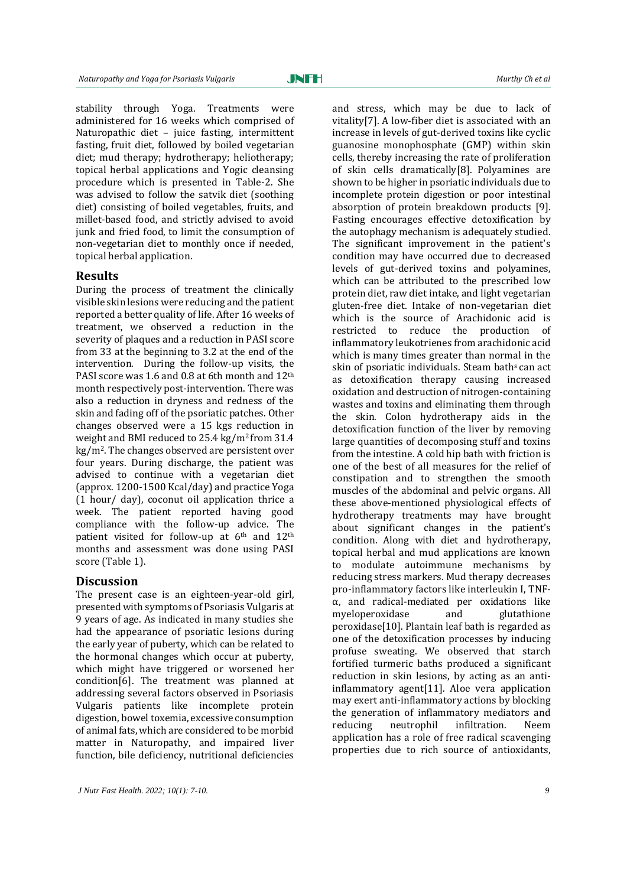stability through Yoga. Treatments were administered for 16 weeks which comprised of Naturopathic diet – juice fasting, intermittent fasting, fruit diet, followed by boiled vegetarian diet; mud therapy; hydrotherapy; heliotherapy; topical herbal applications and Yogic cleansing procedure which is presented in Table-2. She was advised to follow the satvik diet (soothing diet) consisting of boiled vegetables, fruits, and millet-based food, and strictly advised to avoid junk and fried food, to limit the consumption of non-vegetarian diet to monthly once if needed, topical herbal application.

## Results

During the process of treatment the clinically visible skin lesions were reducing and the patient reported a better quality of life. After 16 weeks of treatment, we observed a reduction in the severity of plaques and a reduction in PASI score from 33 at the beginning to 3.2 at the end of the intervention. During the follow-up visits, the PASI score was 1.6 and 0.8 at 6th month and 12th month respectively post-intervention. There was also a reduction in dryness and redness of the skin and fading off of the psoriatic patches. Other changes observed were a 15 kgs reduction in weight and BMI reduced to 25.4 $kg/m^2$ from 31.4 $kg/m^2$. The changes observed are persistent over four years. During discharge, the patient was advised to continue with a vegetarian diet (approx. 1200-1500 Kcal/day) and practice Yoga (1 hour/ day), coconut oil application thrice a week. The patient reported having good compliance with the follow-up advice. The patient visited for follow-up at 6th and 12th months and assessment was done using PASI score (Table 1).

## Discussion

The present case is an eighteen-year-old girl, presented with symptoms of Psoriasis Vulgaris at 9 years of age. As indicated in many studies she had the appearance of psoriatic lesions during the early year of puberty, which can be related to the hormonal changes which occur at puberty, which might have triggered or worsened her condition[6]. The treatment was planned at addressing several factors observed in Psoriasis Vulgaris patients like incomplete protein digestion, bowel toxemia, excessive consumption of animal fats, which are considered to be morbid matter in Naturopathy, and impaired liver function, bile deficiency, nutritional deficiencies and stress, which may be due to lack of vitality[7]. A low-fiber diet is associated with an increase in levels of gut-derived toxins like cyclic guanosine monophosphate (GMP) within skin cells, thereby increasing the rate of proliferation of skin cells dramatically[8]. Polyamines are shown to be higher in psoriatic individuals due to incomplete protein digestion or poor intestinal absorption of protein breakdown products [9]. Fasting encourages effective detoxification by the autophagy mechanism is adequately studied. The significant improvement in the patient's condition may have occurred due to decreased levels of gut-derived toxins and polyamines, which can be attributed to the prescribed low protein diet, raw diet intake, and light vegetarian gluten-free diet. Intake of non-vegetarian diet which is the source of Arachidonic acid is restricted to reduce the production of inflammatory leukotrienes from arachidonic acid which is many times greater than normal in the skin of psoriatic individuals. Steam baths can act as detoxification therapy causing increased oxidation and destruction of nitrogen-containing wastes and toxins and eliminating them through the skin. Colon hydrotherapy aids in the detoxification function of the liver by removing large quantities of decomposing stuff and toxins from the intestine. A cold hip bath with friction is one of the best of all measures for the relief of constipation and to strengthen the smooth muscles of the abdominal and pelvic organs. All these above-mentioned physiological effects of hydrotherapy treatments may have brought about significant changes in the patient's condition. Along with diet and hydrotherapy, topical herbal and mud applications are known to modulate autoimmune mechanisms by reducing stress markers. Mud therapy decreases pro-inflammatory factors like interleukin I, TNF-α, and radical-mediated per oxidations like myeloperoxidase and glutathione peroxidase[10]. Plantain leaf bath is regarded as one of the detoxification processes by inducing profuse sweating. We observed that starch fortified turmeric baths produced a significant reduction in skin lesions, by acting as an anti-inflammatory agent[11]. Aloe vera application may exert anti-inflammatory actions by blocking the generation of inflammatory mediators and reducing neutrophil infiltration. Neem application has a role of free radical scavenging properties due to rich source of antioxidants,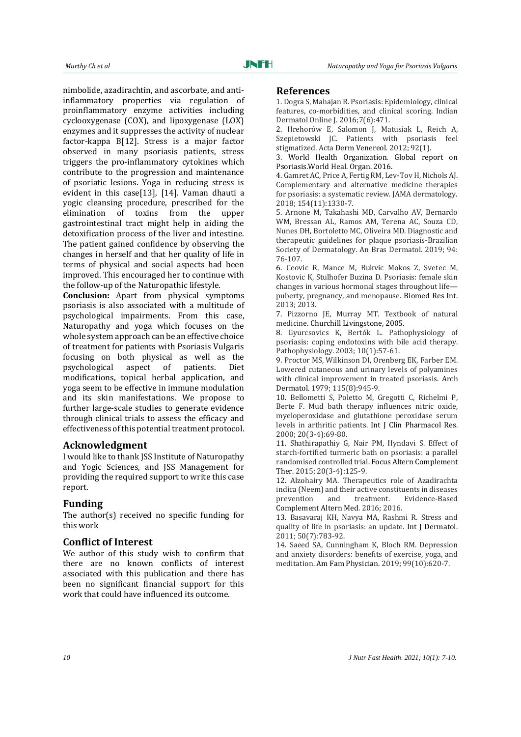nimbolide, azadirachtin, and ascorbate, and anti-inflammatory properties via regulation of proinflammatory enzyme activities including cyclooxygenase (COX), and lipoxygenase (LOX) enzymes and it suppresses the activity of nuclear factor-kappa B[12]. Stress is a major factor observed in many psoriasis patients, stress triggers the pro-inflammatory cytokines which contribute to the progression and maintenance of psoriatic lesions. Yoga in reducing stress is evident in this case[13], [14]. Vaman dhauti a yogic cleansing procedure, prescribed for the elimination of toxins from the upper gastrointestinal tract might help in aiding the detoxification process of the liver and intestine. The patient gained confidence by observing the changes in herself and that her quality of life in terms of physical and social aspects had been improved. This encouraged her to continue with the follow-up of the Naturopathic lifestyle.

**Conclusion:** Apart from physical symptoms psoriasis is also associated with a multitude of psychological impairments. From this case, Naturopathy and yoga which focuses on the whole system approach can be an effective choice of treatment for patients with Psoriasis Vulgaris focusing on both physical as well as the psychological aspect of patients. Diet modifications, topical herbal application, and yoga seem to be effective in immune modulation and its skin manifestations. We propose to further large-scale studies to generate evidence through clinical trials to assess the efficacy and effectiveness of this potential treatment protocol.

## Acknowledgment

I would like to thank JSS Institute of Naturopathy and Yogic Sciences, and JSS Management for providing the required support to write this case report.

## Funding

The author(s) received no specific funding for this work

## Conflict of Interest

We author of this study wish to confirm that there are no known conflicts of interest associated with this publication and there has been no significant financial support for this work that could have influenced its outcome.

## References

1. Dogra S, Mahajan R. Psoriasis: Epidemiology, clinical features, co-morbidities, and clinical scoring. Indian Dermatol Online J. 2016;7(6):471.
2. Hrehorów E, Salomon J, Matusiak L, Reich A, Szepietowski JC. Patients with psoriasis feel stigmatized. Acta Derm Venereol. 2012; 92(1).
3. World Health Organization. Global report on Psoriasis.World Heal. Organ. 2016.
4. Gamret AC, Price A, Fertig RM, Lev-Tov H, Nichols AJ. Complementary and alternative medicine therapies for psoriasis: a systematic review. JAMA dermatology. 2018; 154(11):1330-7.
5. Arnone M, Takahashi MD, Carvalho AV, Bernardo WM, Bressan AL, Ramos AM, Terena AC, Souza CD, Nunes DH, Bortoletto MC, Oliveira MD. Diagnostic and therapeutic guidelines for plaque psoriasis-Brazilian Society of Dermatology. An Bras Dermatol. 2019; 94: 76-107.
6. Ceovic R, Mance M, Bukvic Mokos Z, Svetec M, Kostovic K, Stulhofer Buzina D. Psoriasis: female skin changes in various hormonal stages throughout life—puberty, pregnancy, and menopause. Biomed Res Int. 2013; 2013.
7. Pizzorno JE, Murray MT. Textbook of natural medicine. Churchill Livingstone, 2005.
8. Gyurcsovics K, Bertók L. Pathophysiology of psoriasis: coping endotoxins with bile acid therapy. Pathophysiology. 2003; 10(1):57-61.
9. Proctor MS, Wilkinson DI, Orenberg EK, Farber EM. Lowered cutaneous and urinary levels of polyamines with clinical improvement in treated psoriasis. Arch Dermatol. 1979; 115(8):945-9.
10. Bellometti S, Poletto M, Gregotti C, Richelmi P, Berte F. Mud bath therapy influences nitric oxide, myeloperoxidase and glutathione peroxidase serum levels in arthritic patients. Int J Clin Pharmacol Res. 2000; 20(3-4):69-80.
11. Shathirapathiy G, Nair PM, Hyndavi S. Effect of starch-fortified turmeric bath on psoriasis: a parallel randomised controlled trial. Focus Altern Complement Ther. 2015; 20(3-4):125-9.
12. Alzohairy MA. Therapeutics role of Azadirachta indica (Neem) and their active constituents in diseases prevention and treatment. Evidence-Based Complement Altern Med. 2016; 2016.
13. Basavaraj KH, Navya MA, Rashmi R. Stress and quality of life in psoriasis: an update. Int J Dermatol. 2011; 50(7):783-92.
14. Saeed SA, Cunningham K, Bloch RM. Depression and anxiety disorders: benefits of exercise, yoga, and meditation. Am Fam Physician. 2019; 99(10):620-7.